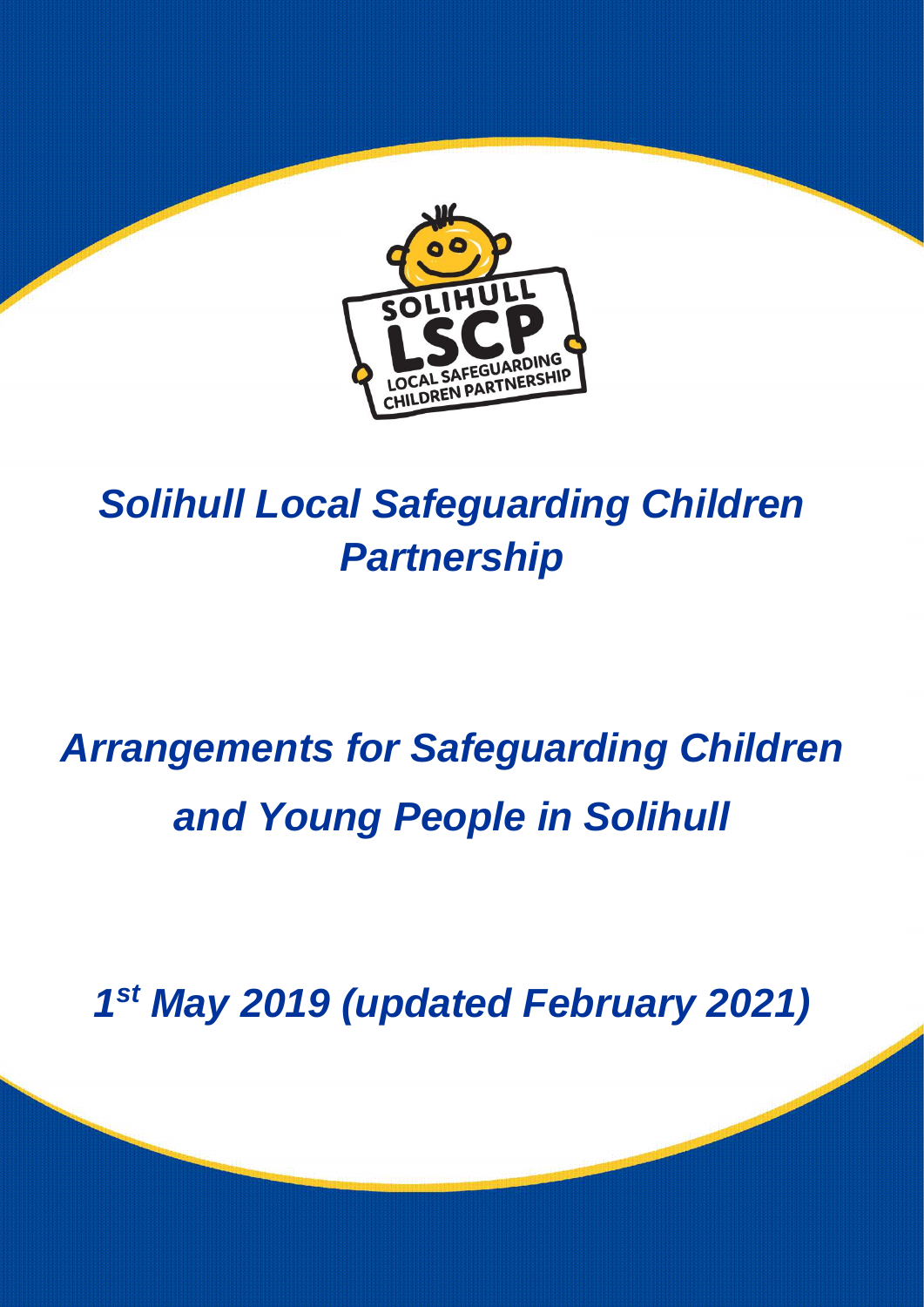# *Solihull Local Safeguarding Children Partnership*

# *Arrangements for Safeguarding Children and Young People in Solihull*

## *1st May 2019 (updated February 2021)*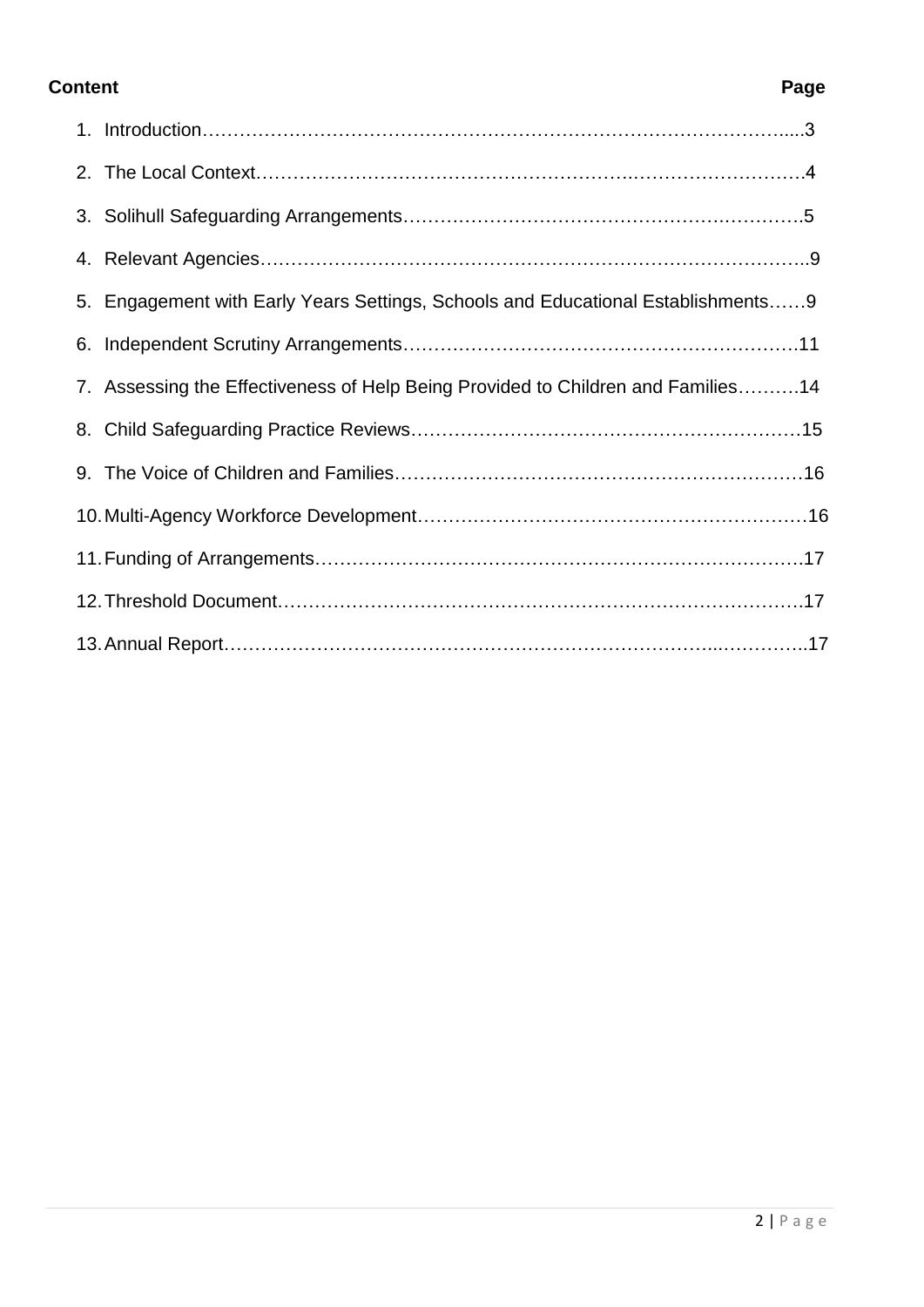**Content** **Page**

1. Introduction…………………………………………………………………………………....3
2. The Local Context…………………………………………………….……………………….4
3. Solihull Safeguarding Arrangements……….……………………………………….……….5
4. Relevant Agencies………………………………………….….…………………………….…..9
5. Engagement with Early Years Settings, Schools and Educational Establishments……9
6. Independent Scrutiny Arrangements……………….…….………………………………….11
7. Assessing the Effectiveness of Help Being Provided to Children and Families……….14
8. Child Safeguarding Practice Reviews……………………………………………….………15
9. The Voice of Children and Families……………………………….………………………16
10. Multi-Agency Workforce Development…………………………………………….……16
11. Funding of Arrangements…………………………………….………………………….17
12. Threshold Document…………………………………………………….……………….17
13. Annual Report…………………………………………………………………...………….17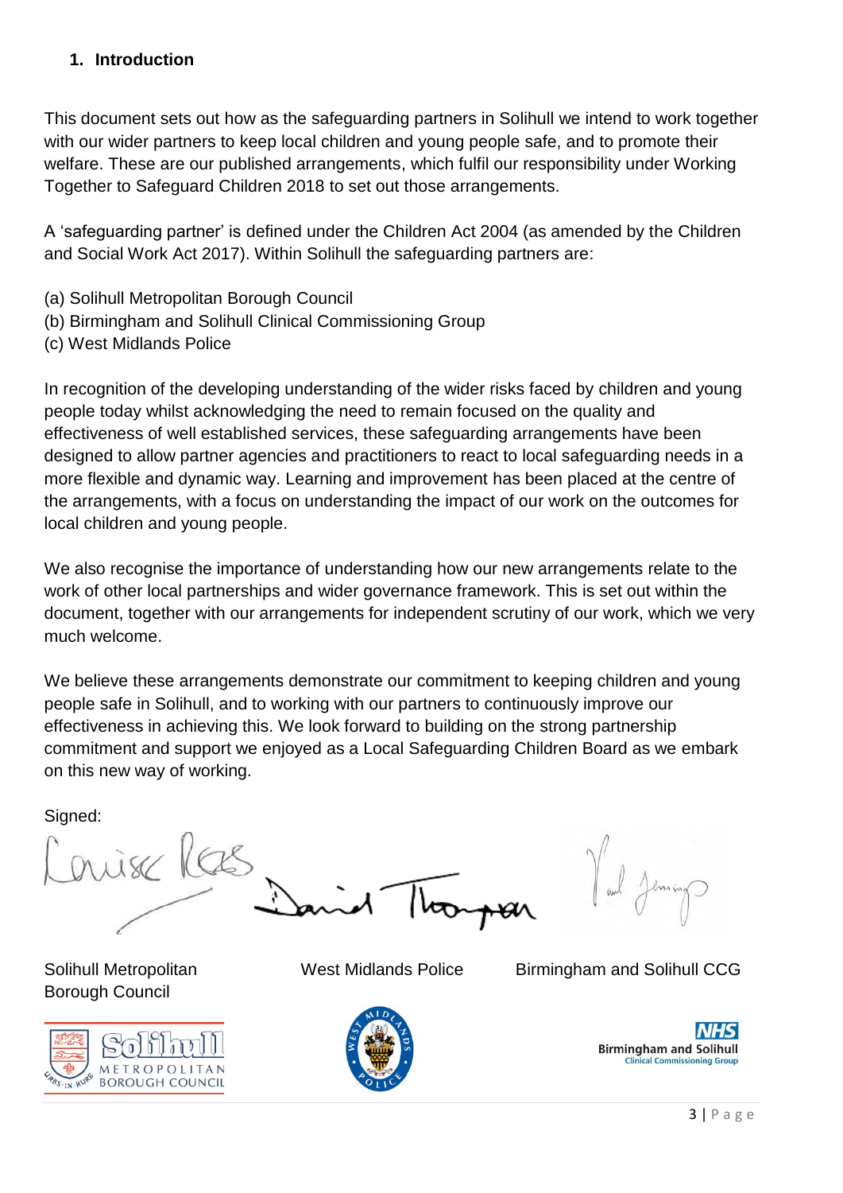## 1. Introduction

This document sets out how as the safeguarding partners in Solihull we intend to work together with our wider partners to keep local children and young people safe, and to promote their welfare. These are our published arrangements, which fulfil our responsibility under Working Together to Safeguard Children 2018 to set out those arrangements.

A 'safeguarding partner' is defined under the Children Act 2004 (as amended by the Children and Social Work Act 2017). Within Solihull the safeguarding partners are:

(a) Solihull Metropolitan Borough Council
(b) Birmingham and Solihull Clinical Commissioning Group
(c) West Midlands Police

In recognition of the developing understanding of the wider risks faced by children and young people today whilst acknowledging the need to remain focused on the quality and effectiveness of well established services, these safeguarding arrangements have been designed to allow partner agencies and practitioners to react to local safeguarding needs in a more flexible and dynamic way. Learning and improvement has been placed at the centre of the arrangements, with a focus on understanding the impact of our work on the outcomes for local children and young people.

We also recognise the importance of understanding how our new arrangements relate to the work of other local partnerships and wider governance framework. This is set out within the document, together with our arrangements for independent scrutiny of our work, which we very much welcome.

We believe these arrangements demonstrate our commitment to keeping children and young people safe in Solihull, and to working with our partners to continuously improve our effectiveness in achieving this. We look forward to building on the strong partnership commitment and support we enjoyed as a Local Safeguarding Children Board as we embark on this new way of working.

Signed:

| Solihull Metropolitan Borough Council | West Midlands Police | Birmingham and Solihull CCG |
| --- | --- | --- |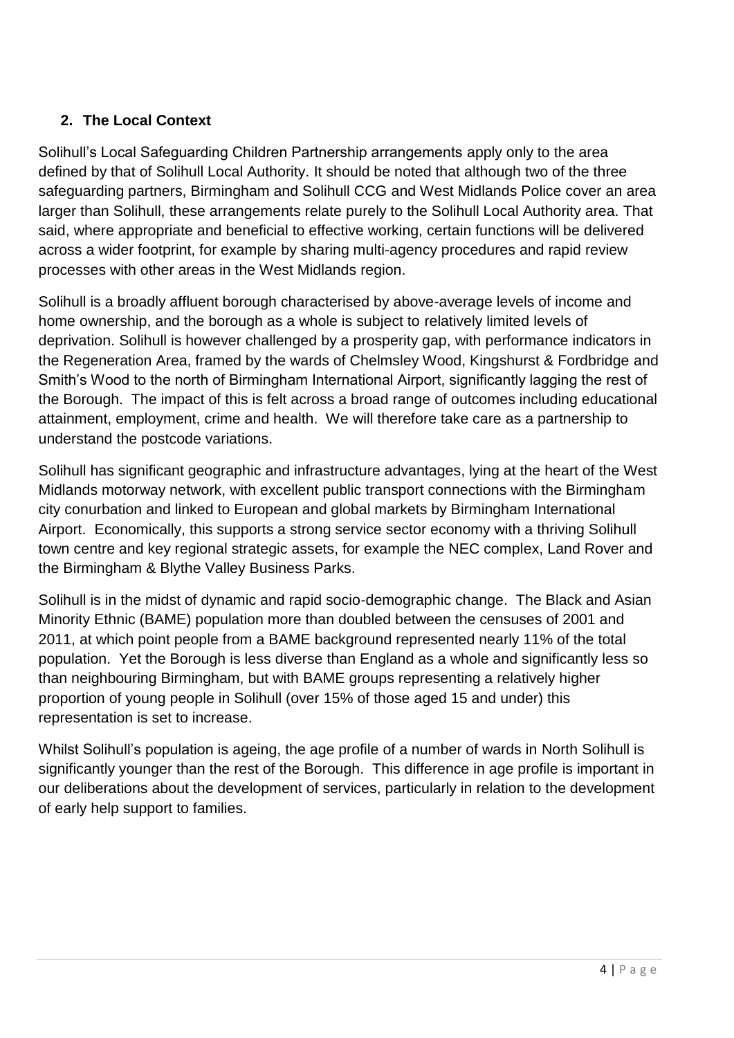## 2. The Local Context

Solihull's Local Safeguarding Children Partnership arrangements apply only to the area defined by that of Solihull Local Authority. It should be noted that although two of the three safeguarding partners, Birmingham and Solihull CCG and West Midlands Police cover an area larger than Solihull, these arrangements relate purely to the Solihull Local Authority area. That said, where appropriate and beneficial to effective working, certain functions will be delivered across a wider footprint, for example by sharing multi-agency procedures and rapid review processes with other areas in the West Midlands region.

Solihull is a broadly affluent borough characterised by above-average levels of income and home ownership, and the borough as a whole is subject to relatively limited levels of deprivation. Solihull is however challenged by a prosperity gap, with performance indicators in the Regeneration Area, framed by the wards of Chelmsley Wood, Kingshurst & Fordbridge and Smith's Wood to the north of Birmingham International Airport, significantly lagging the rest of the Borough. The impact of this is felt across a broad range of outcomes including educational attainment, employment, crime and health. We will therefore take care as a partnership to understand the postcode variations.

Solihull has significant geographic and infrastructure advantages, lying at the heart of the West Midlands motorway network, with excellent public transport connections with the Birmingham city conurbation and linked to European and global markets by Birmingham International Airport. Economically, this supports a strong service sector economy with a thriving Solihull town centre and key regional strategic assets, for example the NEC complex, Land Rover and the Birmingham & Blythe Valley Business Parks.

Solihull is in the midst of dynamic and rapid socio-demographic change. The Black and Asian Minority Ethnic (BAME) population more than doubled between the censuses of 2001 and 2011, at which point people from a BAME background represented nearly 11% of the total population. Yet the Borough is less diverse than England as a whole and significantly less so than neighbouring Birmingham, but with BAME groups representing a relatively higher proportion of young people in Solihull (over 15% of those aged 15 and under) this representation is set to increase.

Whilst Solihull's population is ageing, the age profile of a number of wards in North Solihull is significantly younger than the rest of the Borough. This difference in age profile is important in our deliberations about the development of services, particularly in relation to the development of early help support to families.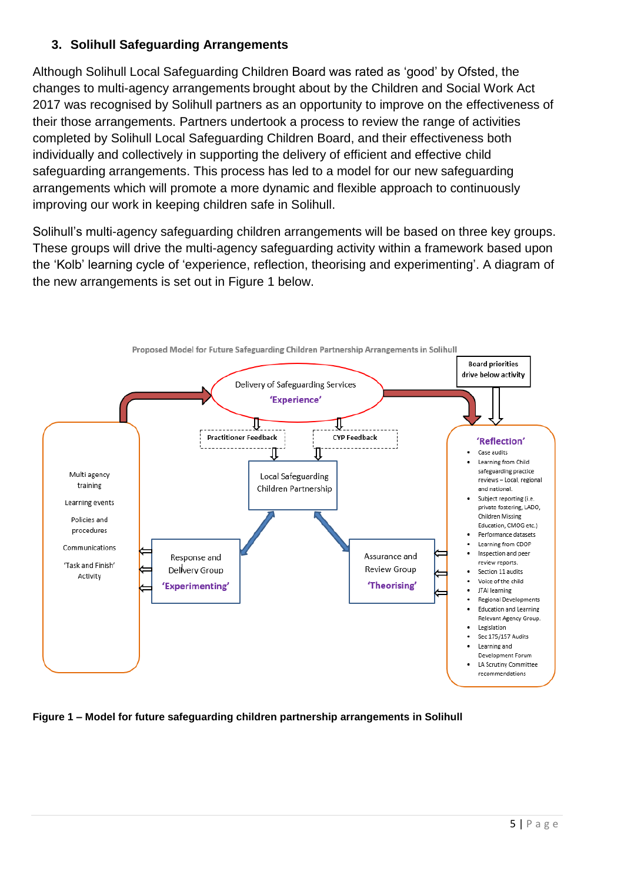## 3. Solihull Safeguarding Arrangements

Although Solihull Local Safeguarding Children Board was rated as 'good' by Ofsted, the changes to multi-agency arrangements brought about by the Children and Social Work Act 2017 was recognised by Solihull partners as an opportunity to improve on the effectiveness of their those arrangements. Partners undertook a process to review the range of activities completed by Solihull Local Safeguarding Children Board, and their effectiveness both individually and collectively in supporting the delivery of efficient and effective child safeguarding arrangements. This process has led to a model for our new safeguarding arrangements which will promote a more dynamic and flexible approach to continuously improving our work in keeping children safe in Solihull.

Solihull's multi-agency safeguarding children arrangements will be based on three key groups. These groups will drive the multi-agency safeguarding activity within a framework based upon the 'Kolb' learning cycle of 'experience, reflection, theorising and experimenting'. A diagram of the new arrangements is set out in Figure 1 below.

Proposed Model for Future Safeguarding Children Partnership Arrangements in Solihull

Board priorities drive below activity

Delivery of Safeguarding Services
'Experience'

Practitioner Feedback

CYP Feedback

Local Safeguarding Children Partnership

Response and Delivery Group
'Experimenting'

Assurance and Review Group
'Theorising'

Multi agency training

Learning events

Policies and procedures

Communications

'Task and Finish' Activity

'Reflection'

- Case audits
- Learning from Child safeguarding practice reviews – Local, regional and national.
- Subject reporting (i.e. private fostering, LADO, Children Missing Education, CMOG etc.)
- Performance datasets
- Learning from CDOP
- Inspection and peer review reports.
- Section 11 audits
- Voice of the child
- JTAI learning
- Regional Developments
- Education and Learning Relevant Agency Group.
- Legislation
- Sec 175/157 Audits
- Learning and Development Forum
- LA Scrutiny Committee recommendations

**Figure 1 – Model for future safeguarding children partnership arrangements in Solihull**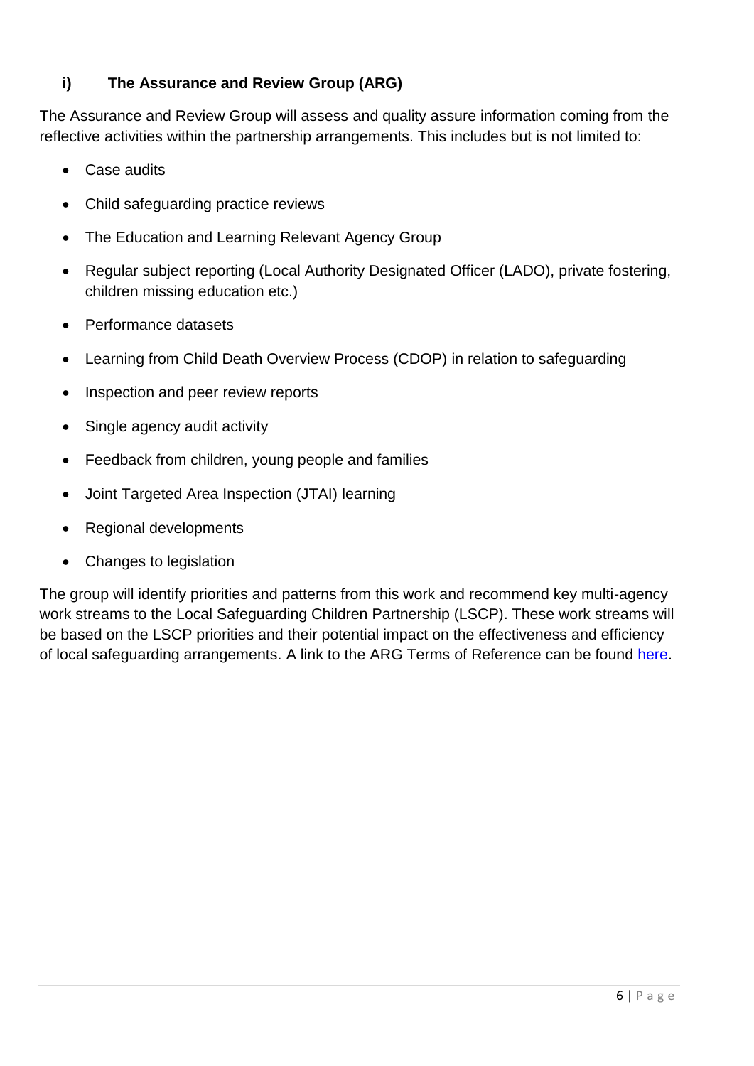### i) The Assurance and Review Group (ARG)

The Assurance and Review Group will assess and quality assure information coming from the reflective activities within the partnership arrangements. This includes but is not limited to:

- Case audits
- Child safeguarding practice reviews
- The Education and Learning Relevant Agency Group
- Regular subject reporting (Local Authority Designated Officer (LADO), private fostering, children missing education etc.)
- Performance datasets
- Learning from Child Death Overview Process (CDOP) in relation to safeguarding
- Inspection and peer review reports
- Single agency audit activity
- Feedback from children, young people and families
- Joint Targeted Area Inspection (JTAI) learning
- Regional developments
- Changes to legislation

The group will identify priorities and patterns from this work and recommend key multi-agency work streams to the Local Safeguarding Children Partnership (LSCP). These work streams will be based on the LSCP priorities and their potential impact on the effectiveness and efficiency of local safeguarding arrangements. A link to the ARG Terms of Reference can be found here.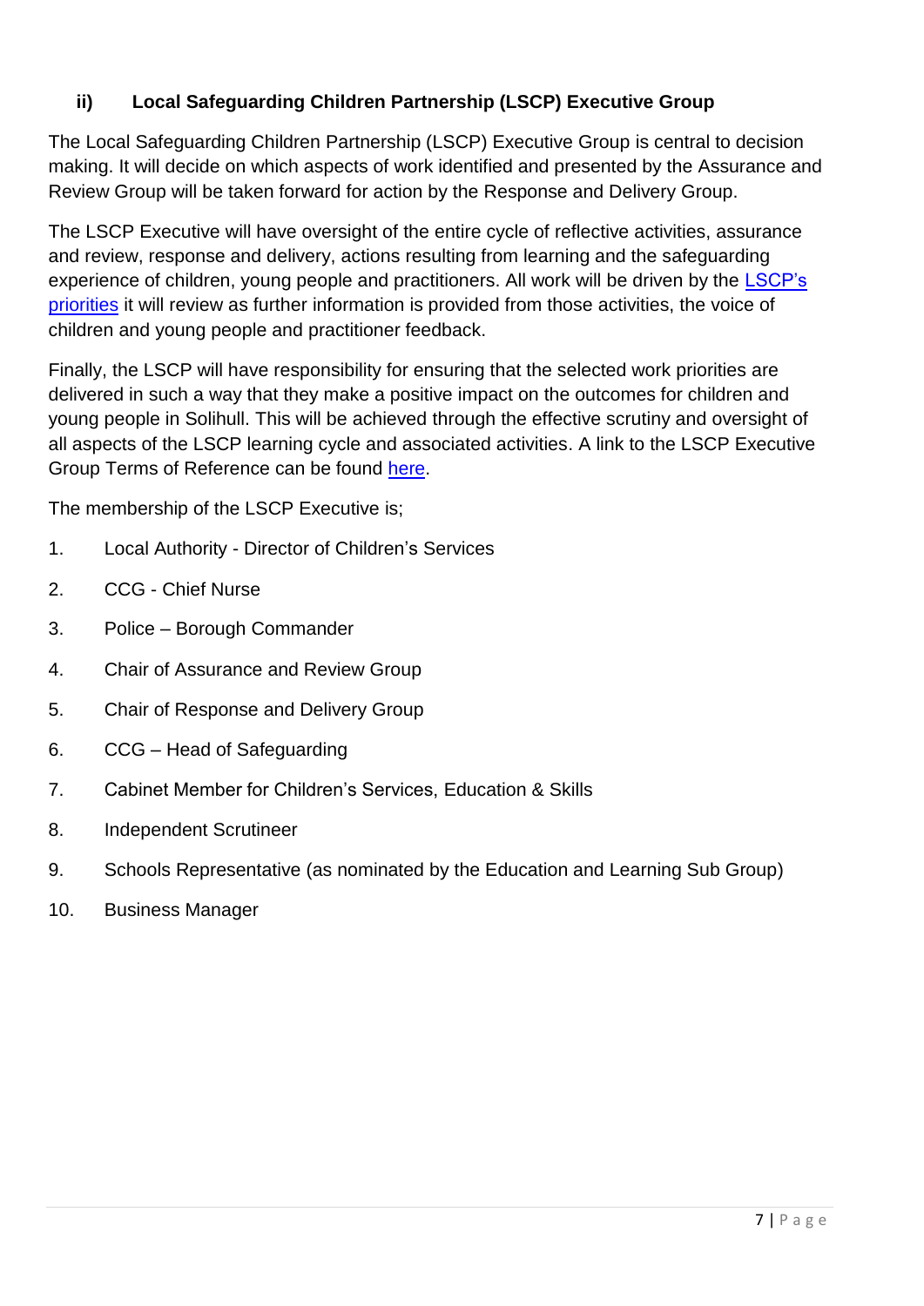### ii) Local Safeguarding Children Partnership (LSCP) Executive Group

The Local Safeguarding Children Partnership (LSCP) Executive Group is central to decision making. It will decide on which aspects of work identified and presented by the Assurance and Review Group will be taken forward for action by the Response and Delivery Group.

The LSCP Executive will have oversight of the entire cycle of reflective activities, assurance and review, response and delivery, actions resulting from learning and the safeguarding experience of children, young people and practitioners. All work will be driven by the LSCP's priorities it will review as further information is provided from those activities, the voice of children and young people and practitioner feedback.

Finally, the LSCP will have responsibility for ensuring that the selected work priorities are delivered in such a way that they make a positive impact on the outcomes for children and young people in Solihull. This will be achieved through the effective scrutiny and oversight of all aspects of the LSCP learning cycle and associated activities. A link to the LSCP Executive Group Terms of Reference can be found here.

The membership of the LSCP Executive is;

1. Local Authority - Director of Children's Services
2. CCG - Chief Nurse
3. Police – Borough Commander
4. Chair of Assurance and Review Group
5. Chair of Response and Delivery Group
6. CCG – Head of Safeguarding
7. Cabinet Member for Children's Services, Education & Skills
8. Independent Scrutineer
9. Schools Representative (as nominated by the Education and Learning Sub Group)
10. Business Manager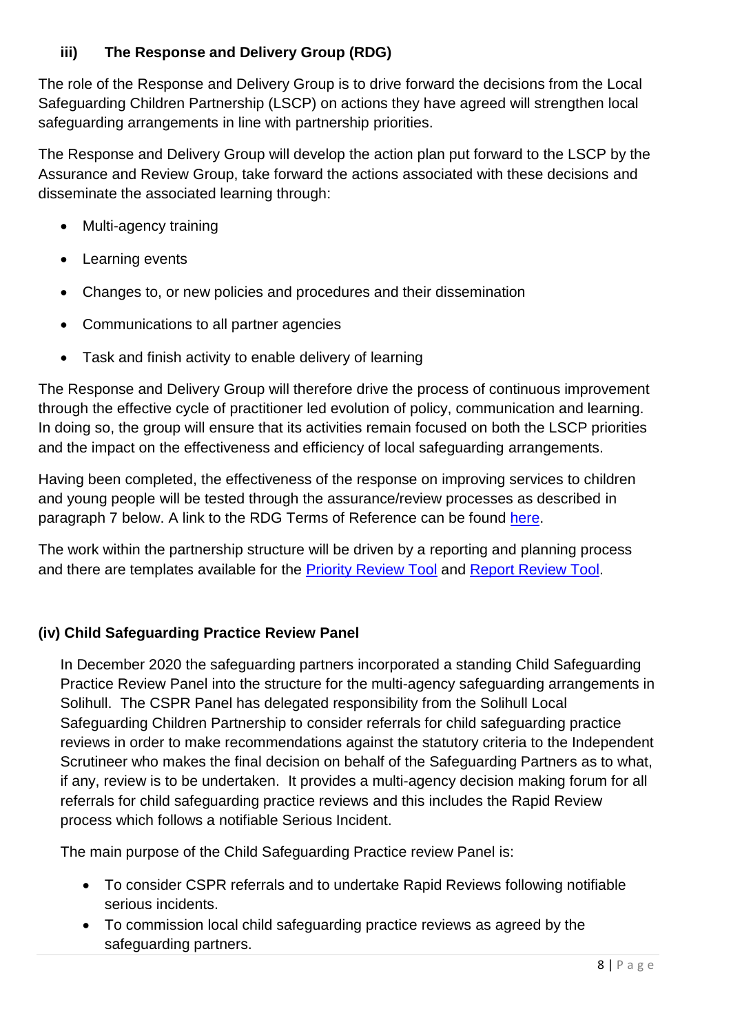### iii) The Response and Delivery Group (RDG)

The role of the Response and Delivery Group is to drive forward the decisions from the Local Safeguarding Children Partnership (LSCP) on actions they have agreed will strengthen local safeguarding arrangements in line with partnership priorities.

The Response and Delivery Group will develop the action plan put forward to the LSCP by the Assurance and Review Group, take forward the actions associated with these decisions and disseminate the associated learning through:

- Multi-agency training
- Learning events
- Changes to, or new policies and procedures and their dissemination
- Communications to all partner agencies
- Task and finish activity to enable delivery of learning

The Response and Delivery Group will therefore drive the process of continuous improvement through the effective cycle of practitioner led evolution of policy, communication and learning. In doing so, the group will ensure that its activities remain focused on both the LSCP priorities and the impact on the effectiveness and efficiency of local safeguarding arrangements.

Having been completed, the effectiveness of the response on improving services to children and young people will be tested through the assurance/review processes as described in paragraph 7 below. A link to the RDG Terms of Reference can be found here.

The work within the partnership structure will be driven by a reporting and planning process and there are templates available for the Priority Review Tool and Report Review Tool.

### (iv) Child Safeguarding Practice Review Panel

In December 2020 the safeguarding partners incorporated a standing Child Safeguarding Practice Review Panel into the structure for the multi-agency safeguarding arrangements in Solihull. The CSPR Panel has delegated responsibility from the Solihull Local Safeguarding Children Partnership to consider referrals for child safeguarding practice reviews in order to make recommendations against the statutory criteria to the Independent Scrutineer who makes the final decision on behalf of the Safeguarding Partners as to what, if any, review is to be undertaken. It provides a multi-agency decision making forum for all referrals for child safeguarding practice reviews and this includes the Rapid Review process which follows a notifiable Serious Incident.

The main purpose of the Child Safeguarding Practice review Panel is:

- To consider CSPR referrals and to undertake Rapid Reviews following notifiable serious incidents.
- To commission local child safeguarding practice reviews as agreed by the safeguarding partners.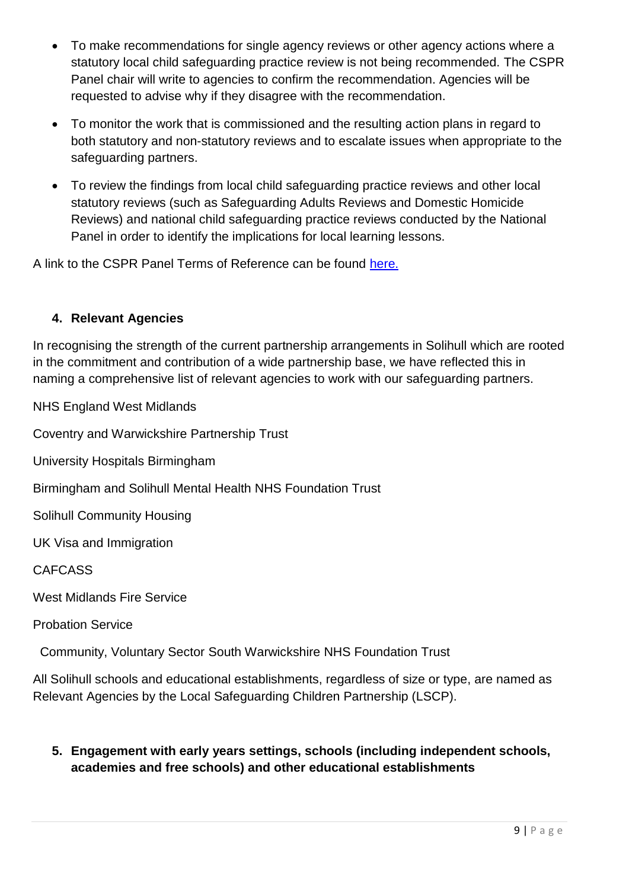- To make recommendations for single agency reviews or other agency actions where a statutory local child safeguarding practice review is not being recommended. The CSPR Panel chair will write to agencies to confirm the recommendation. Agencies will be requested to advise why if they disagree with the recommendation.
- To monitor the work that is commissioned and the resulting action plans in regard to both statutory and non-statutory reviews and to escalate issues when appropriate to the safeguarding partners.
- To review the findings from local child safeguarding practice reviews and other local statutory reviews (such as Safeguarding Adults Reviews and Domestic Homicide Reviews) and national child safeguarding practice reviews conducted by the National Panel in order to identify the implications for local learning lessons.

A link to the CSPR Panel Terms of Reference can be found here.

## 4. Relevant Agencies

In recognising the strength of the current partnership arrangements in Solihull which are rooted in the commitment and contribution of a wide partnership base, we have reflected this in naming a comprehensive list of relevant agencies to work with our safeguarding partners.

NHS England West Midlands

Coventry and Warwickshire Partnership Trust

University Hospitals Birmingham

Birmingham and Solihull Mental Health NHS Foundation Trust

Solihull Community Housing

UK Visa and Immigration

CAFCASS

West Midlands Fire Service

Probation Service

Community, Voluntary Sector South Warwickshire NHS Foundation Trust

All Solihull schools and educational establishments, regardless of size or type, are named as Relevant Agencies by the Local Safeguarding Children Partnership (LSCP).

## 5. Engagement with early years settings, schools (including independent schools, academies and free schools) and other educational establishments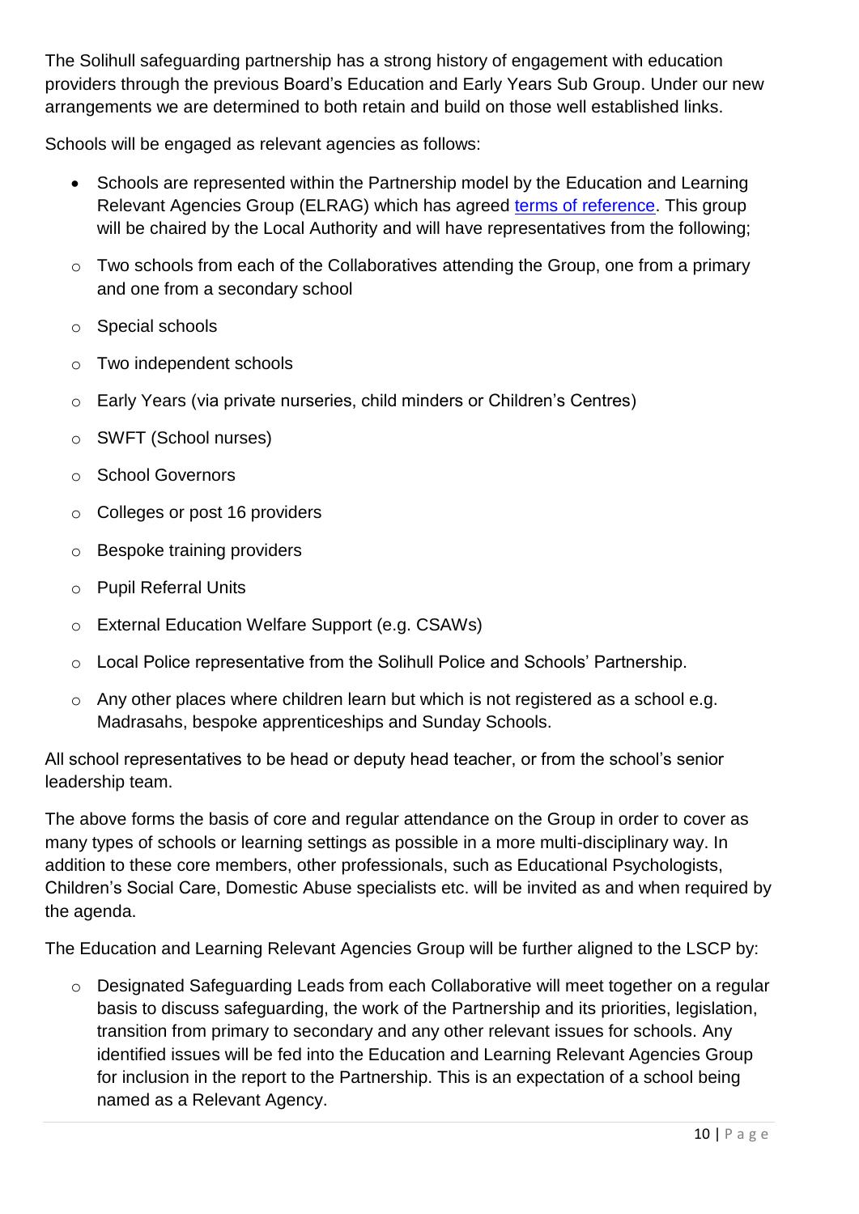The Solihull safeguarding partnership has a strong history of engagement with education providers through the previous Board's Education and Early Years Sub Group. Under our new arrangements we are determined to both retain and build on those well established links.

Schools will be engaged as relevant agencies as follows:

- Schools are represented within the Partnership model by the Education and Learning Relevant Agencies Group (ELRAG) which has agreed terms of reference. This group will be chaired by the Local Authority and will have representatives from the following;
  - Two schools from each of the Collaboratives attending the Group, one from a primary and one from a secondary school
  - Special schools
  - Two independent schools
  - Early Years (via private nurseries, child minders or Children's Centres)
  - SWFT (School nurses)
  - School Governors
  - Colleges or post 16 providers
  - Bespoke training providers
  - Pupil Referral Units
  - External Education Welfare Support (e.g. CSAWs)
  - Local Police representative from the Solihull Police and Schools' Partnership.
  - Any other places where children learn but which is not registered as a school e.g. Madrasahs, bespoke apprenticeships and Sunday Schools.

All school representatives to be head or deputy head teacher, or from the school's senior leadership team.

The above forms the basis of core and regular attendance on the Group in order to cover as many types of schools or learning settings as possible in a more multi-disciplinary way. In addition to these core members, other professionals, such as Educational Psychologists, Children's Social Care, Domestic Abuse specialists etc. will be invited as and when required by the agenda.

The Education and Learning Relevant Agencies Group will be further aligned to the LSCP by:

- Designated Safeguarding Leads from each Collaborative will meet together on a regular basis to discuss safeguarding, the work of the Partnership and its priorities, legislation, transition from primary to secondary and any other relevant issues for schools. Any identified issues will be fed into the Education and Learning Relevant Agencies Group for inclusion in the report to the Partnership. This is an expectation of a school being named as a Relevant Agency.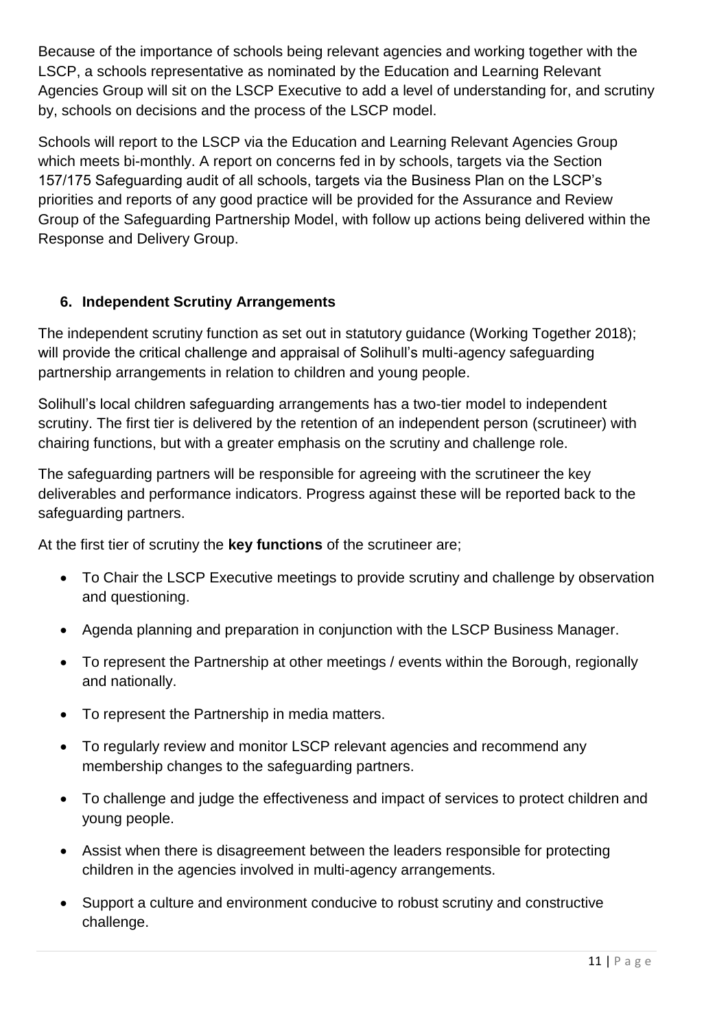Because of the importance of schools being relevant agencies and working together with the LSCP, a schools representative as nominated by the Education and Learning Relevant Agencies Group will sit on the LSCP Executive to add a level of understanding for, and scrutiny by, schools on decisions and the process of the LSCP model.

Schools will report to the LSCP via the Education and Learning Relevant Agencies Group which meets bi-monthly. A report on concerns fed in by schools, targets via the Section 157/175 Safeguarding audit of all schools, targets via the Business Plan on the LSCP's priorities and reports of any good practice will be provided for the Assurance and Review Group of the Safeguarding Partnership Model, with follow up actions being delivered within the Response and Delivery Group.

## 6. Independent Scrutiny Arrangements

The independent scrutiny function as set out in statutory guidance (Working Together 2018); will provide the critical challenge and appraisal of Solihull's multi-agency safeguarding partnership arrangements in relation to children and young people.

Solihull's local children safeguarding arrangements has a two-tier model to independent scrutiny. The first tier is delivered by the retention of an independent person (scrutineer) with chairing functions, but with a greater emphasis on the scrutiny and challenge role.

The safeguarding partners will be responsible for agreeing with the scrutineer the key deliverables and performance indicators. Progress against these will be reported back to the safeguarding partners.

At the first tier of scrutiny the **key functions** of the scrutineer are;

- To Chair the LSCP Executive meetings to provide scrutiny and challenge by observation and questioning.
- Agenda planning and preparation in conjunction with the LSCP Business Manager.
- To represent the Partnership at other meetings / events within the Borough, regionally and nationally.
- To represent the Partnership in media matters.
- To regularly review and monitor LSCP relevant agencies and recommend any membership changes to the safeguarding partners.
- To challenge and judge the effectiveness and impact of services to protect children and young people.
- Assist when there is disagreement between the leaders responsible for protecting children in the agencies involved in multi-agency arrangements.
- Support a culture and environment conducive to robust scrutiny and constructive challenge.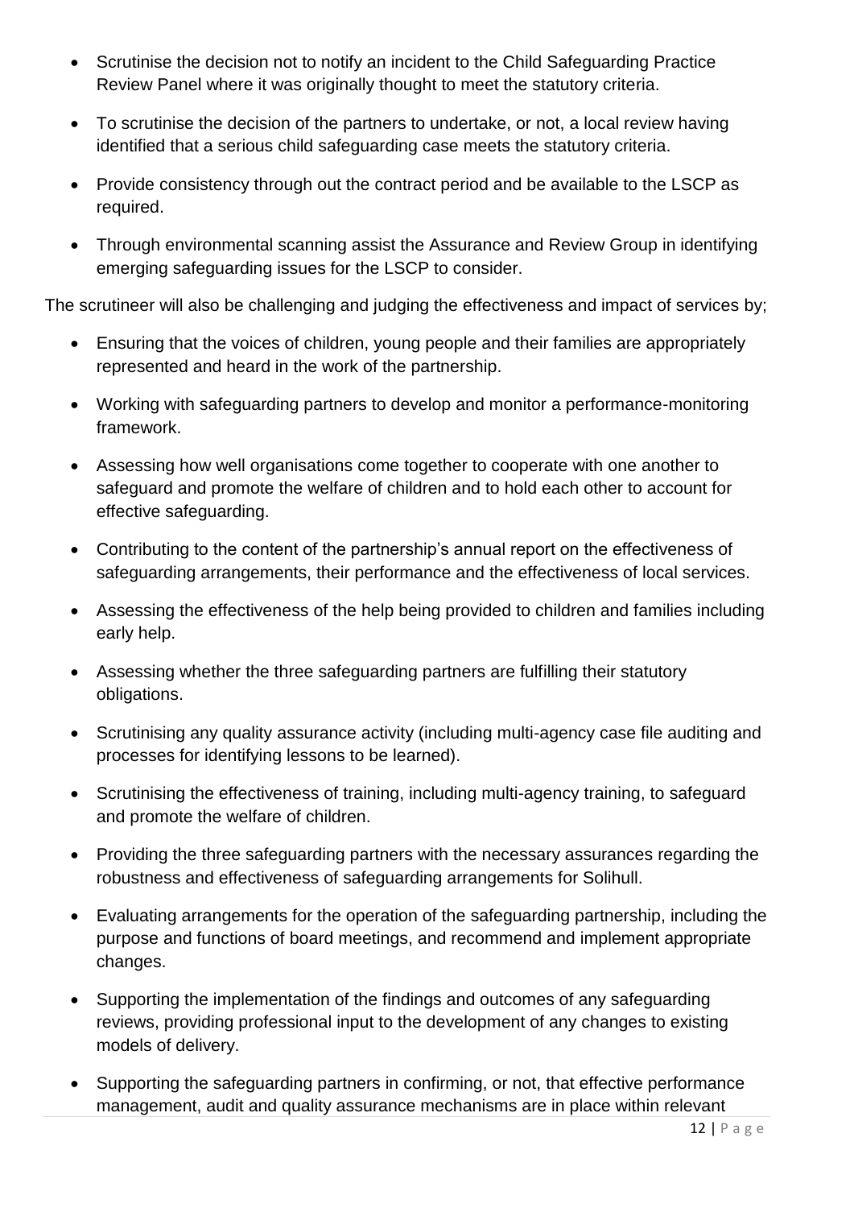- Scrutinise the decision not to notify an incident to the Child Safeguarding Practice Review Panel where it was originally thought to meet the statutory criteria.
- To scrutinise the decision of the partners to undertake, or not, a local review having identified that a serious child safeguarding case meets the statutory criteria.
- Provide consistency through out the contract period and be available to the LSCP as required.
- Through environmental scanning assist the Assurance and Review Group in identifying emerging safeguarding issues for the LSCP to consider.

The scrutineer will also be challenging and judging the effectiveness and impact of services by;

- Ensuring that the voices of children, young people and their families are appropriately represented and heard in the work of the partnership.
- Working with safeguarding partners to develop and monitor a performance-monitoring framework.
- Assessing how well organisations come together to cooperate with one another to safeguard and promote the welfare of children and to hold each other to account for effective safeguarding.
- Contributing to the content of the partnership's annual report on the effectiveness of safeguarding arrangements, their performance and the effectiveness of local services.
- Assessing the effectiveness of the help being provided to children and families including early help.
- Assessing whether the three safeguarding partners are fulfilling their statutory obligations.
- Scrutinising any quality assurance activity (including multi-agency case file auditing and processes for identifying lessons to be learned).
- Scrutinising the effectiveness of training, including multi-agency training, to safeguard and promote the welfare of children.
- Providing the three safeguarding partners with the necessary assurances regarding the robustness and effectiveness of safeguarding arrangements for Solihull.
- Evaluating arrangements for the operation of the safeguarding partnership, including the purpose and functions of board meetings, and recommend and implement appropriate changes.
- Supporting the implementation of the findings and outcomes of any safeguarding reviews, providing professional input to the development of any changes to existing models of delivery.
- Supporting the safeguarding partners in confirming, or not, that effective performance management, audit and quality assurance mechanisms are in place within relevant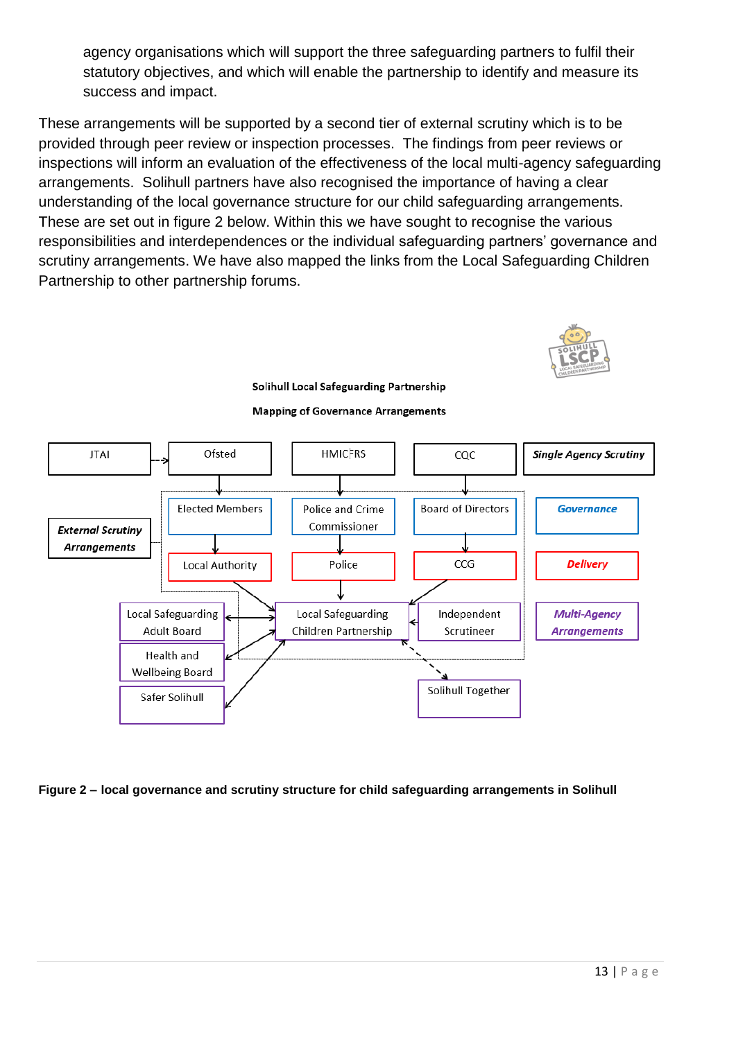agency organisations which will support the three safeguarding partners to fulfil their statutory objectives, and which will enable the partnership to identify and measure its success and impact.

These arrangements will be supported by a second tier of external scrutiny which is to be provided through peer review or inspection processes. The findings from peer reviews or inspections will inform an evaluation of the effectiveness of the local multi-agency safeguarding arrangements. Solihull partners have also recognised the importance of having a clear understanding of the local governance structure for our child safeguarding arrangements. These are set out in figure 2 below. Within this we have sought to recognise the various responsibilities and interdependences or the individual safeguarding partners' governance and scrutiny arrangements. We have also mapped the links from the Local Safeguarding Children Partnership to other partnership forums.

**Solihull Local Safeguarding Partnership**

**Mapping of Governance Arrangements**

JTAI, Ofsted, HMICFRS, CQC, *Single Agency Scrutiny*

Elected Members, Police and Crime Commissioner, Board of Directors, *Governance*

*External Scrutiny Arrangements*

Local Authority, Police, CCG, *Delivery*

Local Safeguarding Adult Board, Local Safeguarding Children Partnership, Independent Scrutineer, *Multi-Agency Arrangements*

Health and Wellbeing Board

Safer Solihull, Solihull Together

**Figure 2 – local governance and scrutiny structure for child safeguarding arrangements in Solihull**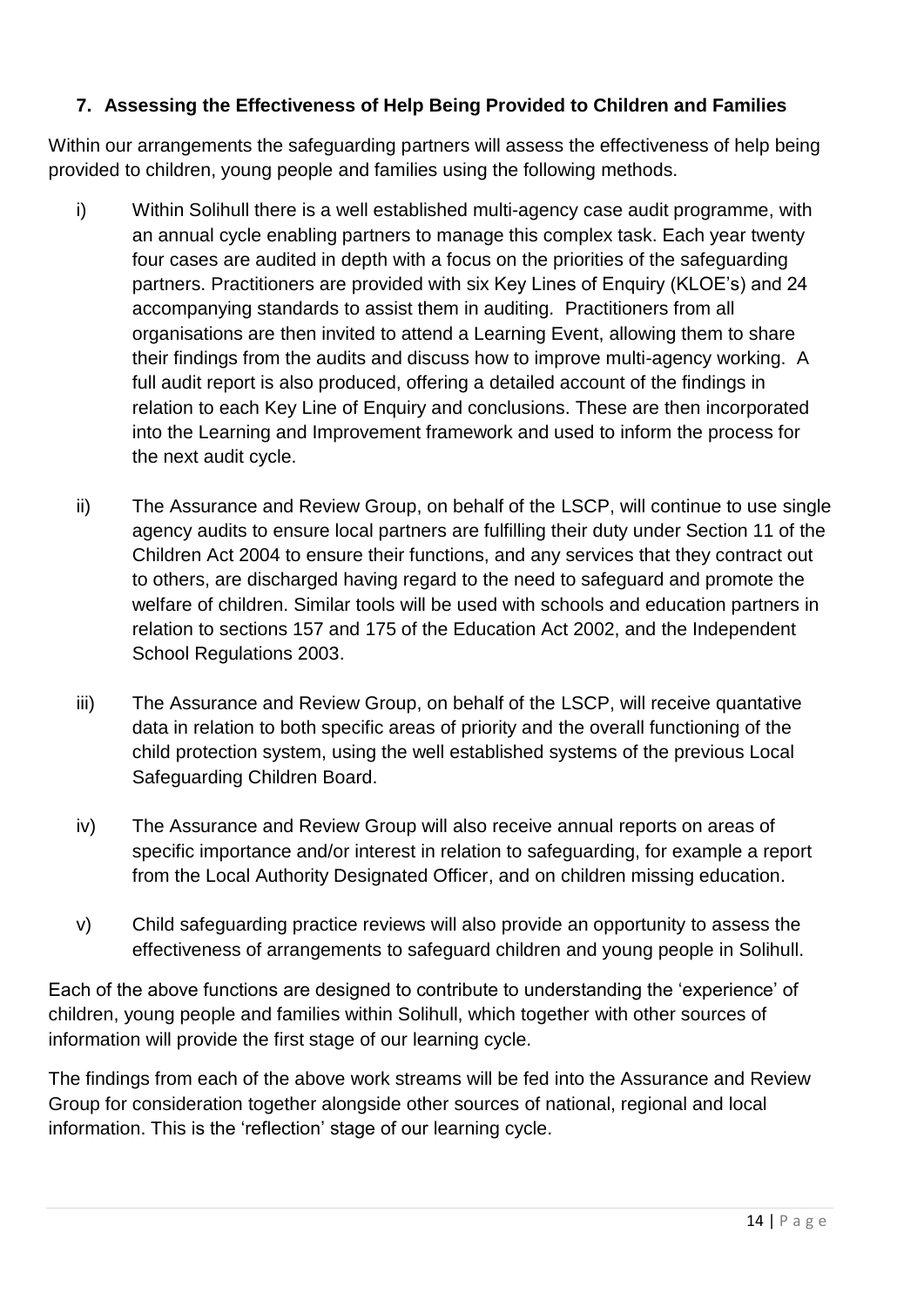## 7. Assessing the Effectiveness of Help Being Provided to Children and Families

Within our arrangements the safeguarding partners will assess the effectiveness of help being provided to children, young people and families using the following methods.

i) Within Solihull there is a well established multi-agency case audit programme, with an annual cycle enabling partners to manage this complex task. Each year twenty four cases are audited in depth with a focus on the priorities of the safeguarding partners. Practitioners are provided with six Key Lines of Enquiry (KLOE's) and 24 accompanying standards to assist them in auditing. Practitioners from all organisations are then invited to attend a Learning Event, allowing them to share their findings from the audits and discuss how to improve multi-agency working. A full audit report is also produced, offering a detailed account of the findings in relation to each Key Line of Enquiry and conclusions. These are then incorporated into the Learning and Improvement framework and used to inform the process for the next audit cycle.

ii) The Assurance and Review Group, on behalf of the LSCP, will continue to use single agency audits to ensure local partners are fulfilling their duty under Section 11 of the Children Act 2004 to ensure their functions, and any services that they contract out to others, are discharged having regard to the need to safeguard and promote the welfare of children. Similar tools will be used with schools and education partners in relation to sections 157 and 175 of the Education Act 2002, and the Independent School Regulations 2003.

iii) The Assurance and Review Group, on behalf of the LSCP, will receive quantative data in relation to both specific areas of priority and the overall functioning of the child protection system, using the well established systems of the previous Local Safeguarding Children Board.

iv) The Assurance and Review Group will also receive annual reports on areas of specific importance and/or interest in relation to safeguarding, for example a report from the Local Authority Designated Officer, and on children missing education.

v) Child safeguarding practice reviews will also provide an opportunity to assess the effectiveness of arrangements to safeguard children and young people in Solihull.

Each of the above functions are designed to contribute to understanding the 'experience' of children, young people and families within Solihull, which together with other sources of information will provide the first stage of our learning cycle.

The findings from each of the above work streams will be fed into the Assurance and Review Group for consideration together alongside other sources of national, regional and local information. This is the 'reflection' stage of our learning cycle.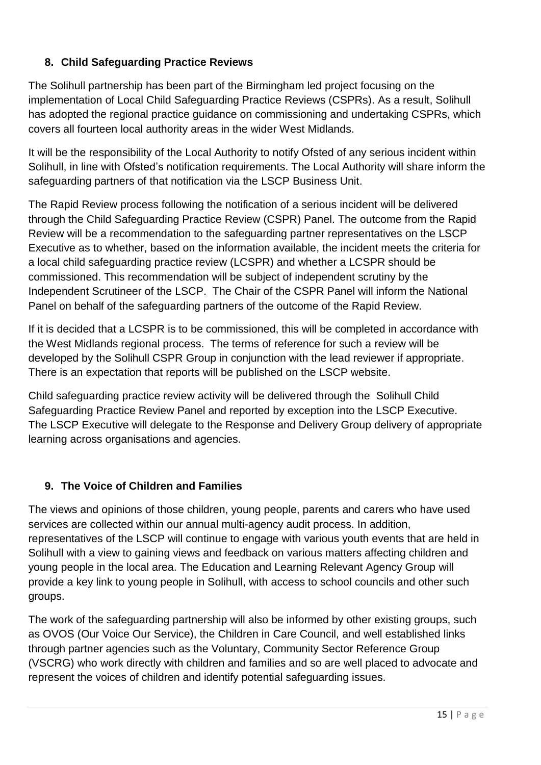## 8. Child Safeguarding Practice Reviews

The Solihull partnership has been part of the Birmingham led project focusing on the implementation of Local Child Safeguarding Practice Reviews (CSPRs). As a result, Solihull has adopted the regional practice guidance on commissioning and undertaking CSPRs, which covers all fourteen local authority areas in the wider West Midlands.

It will be the responsibility of the Local Authority to notify Ofsted of any serious incident within Solihull, in line with Ofsted's notification requirements. The Local Authority will share inform the safeguarding partners of that notification via the LSCP Business Unit.

The Rapid Review process following the notification of a serious incident will be delivered through the Child Safeguarding Practice Review (CSPR) Panel. The outcome from the Rapid Review will be a recommendation to the safeguarding partner representatives on the LSCP Executive as to whether, based on the information available, the incident meets the criteria for a local child safeguarding practice review (LCSPR) and whether a LCSPR should be commissioned. This recommendation will be subject of independent scrutiny by the Independent Scrutineer of the LSCP. The Chair of the CSPR Panel will inform the National Panel on behalf of the safeguarding partners of the outcome of the Rapid Review.

If it is decided that a LCSPR is to be commissioned, this will be completed in accordance with the West Midlands regional process. The terms of reference for such a review will be developed by the Solihull CSPR Group in conjunction with the lead reviewer if appropriate. There is an expectation that reports will be published on the LSCP website.

Child safeguarding practice review activity will be delivered through the Solihull Child Safeguarding Practice Review Panel and reported by exception into the LSCP Executive. The LSCP Executive will delegate to the Response and Delivery Group delivery of appropriate learning across organisations and agencies.

## 9. The Voice of Children and Families

The views and opinions of those children, young people, parents and carers who have used services are collected within our annual multi-agency audit process. In addition, representatives of the LSCP will continue to engage with various youth events that are held in Solihull with a view to gaining views and feedback on various matters affecting children and young people in the local area. The Education and Learning Relevant Agency Group will provide a key link to young people in Solihull, with access to school councils and other such groups.

The work of the safeguarding partnership will also be informed by other existing groups, such as OVOS (Our Voice Our Service), the Children in Care Council, and well established links through partner agencies such as the Voluntary, Community Sector Reference Group (VSCRG) who work directly with children and families and so are well placed to advocate and represent the voices of children and identify potential safeguarding issues.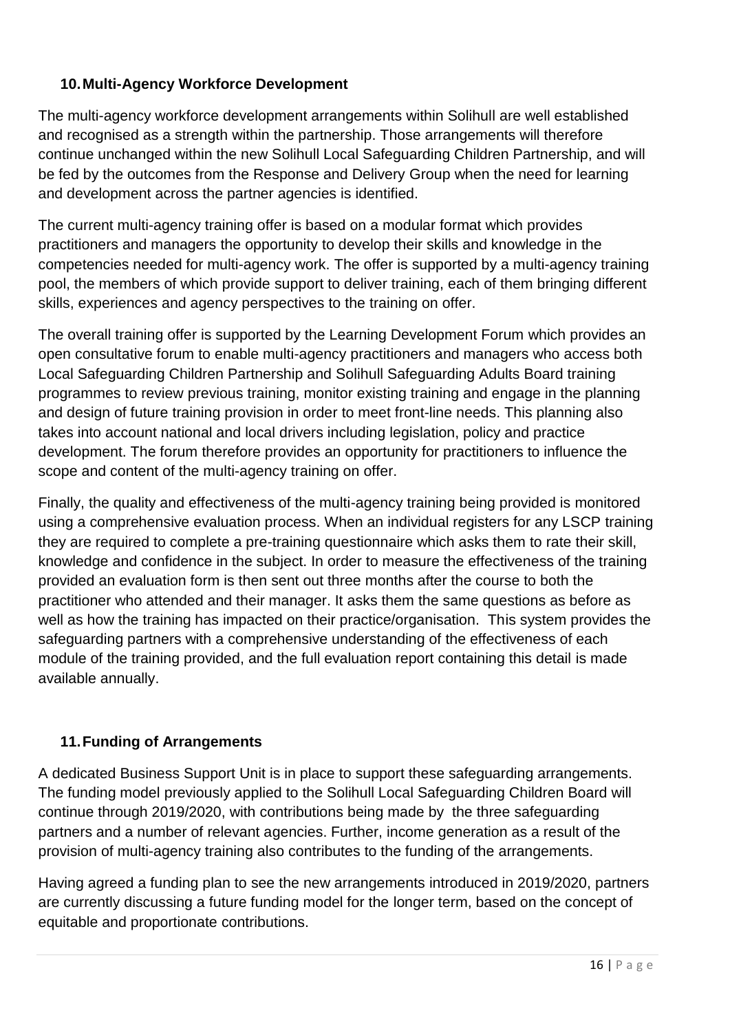## 10. Multi-Agency Workforce Development

The multi-agency workforce development arrangements within Solihull are well established and recognised as a strength within the partnership. Those arrangements will therefore continue unchanged within the new Solihull Local Safeguarding Children Partnership, and will be fed by the outcomes from the Response and Delivery Group when the need for learning and development across the partner agencies is identified.

The current multi-agency training offer is based on a modular format which provides practitioners and managers the opportunity to develop their skills and knowledge in the competencies needed for multi-agency work. The offer is supported by a multi-agency training pool, the members of which provide support to deliver training, each of them bringing different skills, experiences and agency perspectives to the training on offer.

The overall training offer is supported by the Learning Development Forum which provides an open consultative forum to enable multi-agency practitioners and managers who access both Local Safeguarding Children Partnership and Solihull Safeguarding Adults Board training programmes to review previous training, monitor existing training and engage in the planning and design of future training provision in order to meet front-line needs. This planning also takes into account national and local drivers including legislation, policy and practice development. The forum therefore provides an opportunity for practitioners to influence the scope and content of the multi-agency training on offer.

Finally, the quality and effectiveness of the multi-agency training being provided is monitored using a comprehensive evaluation process. When an individual registers for any LSCP training they are required to complete a pre-training questionnaire which asks them to rate their skill, knowledge and confidence in the subject. In order to measure the effectiveness of the training provided an evaluation form is then sent out three months after the course to both the practitioner who attended and their manager. It asks them the same questions as before as well as how the training has impacted on their practice/organisation. This system provides the safeguarding partners with a comprehensive understanding of the effectiveness of each module of the training provided, and the full evaluation report containing this detail is made available annually.

## 11. Funding of Arrangements

A dedicated Business Support Unit is in place to support these safeguarding arrangements. The funding model previously applied to the Solihull Local Safeguarding Children Board will continue through 2019/2020, with contributions being made by the three safeguarding partners and a number of relevant agencies. Further, income generation as a result of the provision of multi-agency training also contributes to the funding of the arrangements.

Having agreed a funding plan to see the new arrangements introduced in 2019/2020, partners are currently discussing a future funding model for the longer term, based on the concept of equitable and proportionate contributions.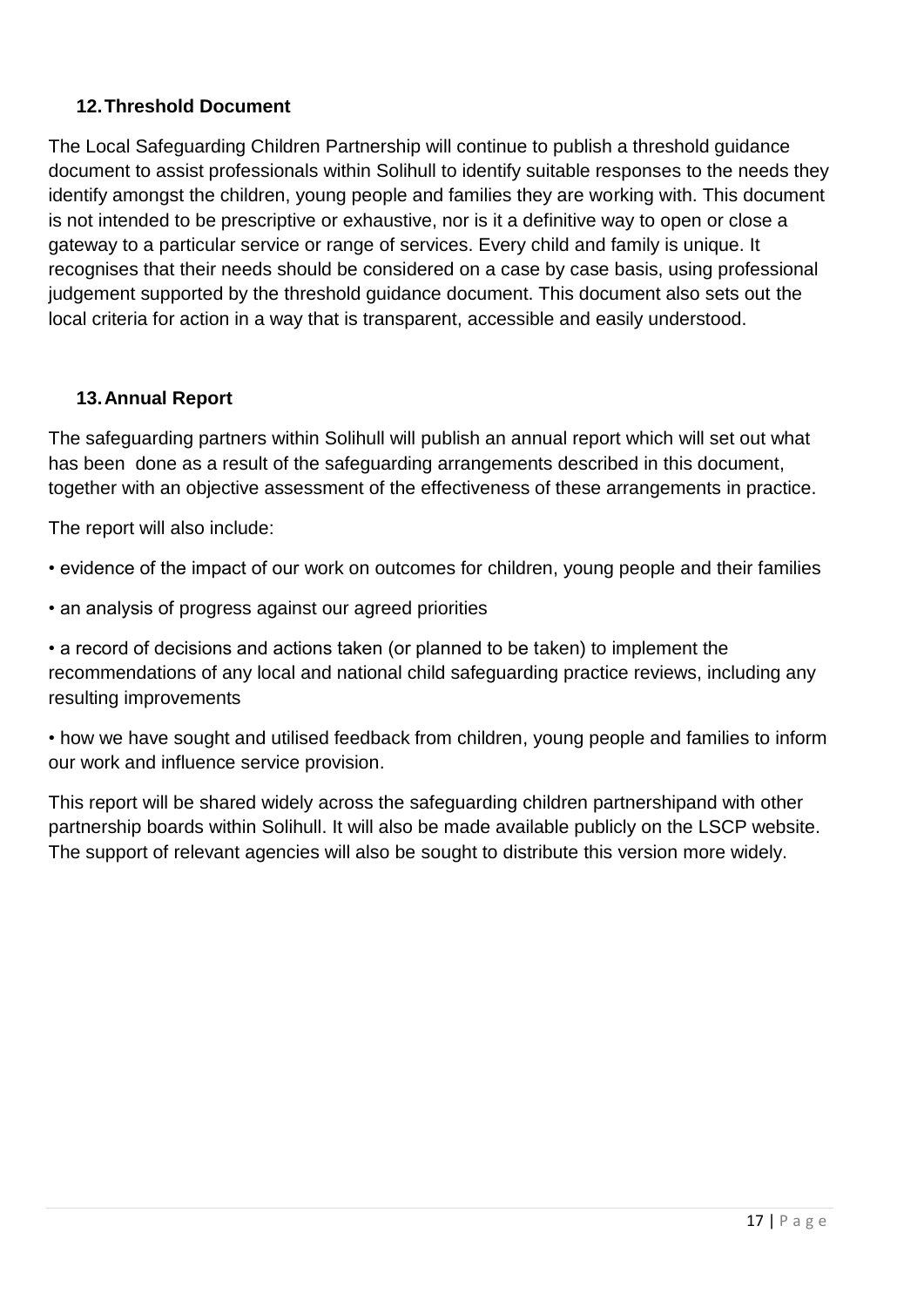## 12. Threshold Document

The Local Safeguarding Children Partnership will continue to publish a threshold guidance document to assist professionals within Solihull to identify suitable responses to the needs they identify amongst the children, young people and families they are working with. This document is not intended to be prescriptive or exhaustive, nor is it a definitive way to open or close a gateway to a particular service or range of services. Every child and family is unique. It recognises that their needs should be considered on a case by case basis, using professional judgement supported by the threshold guidance document. This document also sets out the local criteria for action in a way that is transparent, accessible and easily understood.

## 13. Annual Report

The safeguarding partners within Solihull will publish an annual report which will set out what has been done as a result of the safeguarding arrangements described in this document, together with an objective assessment of the effectiveness of these arrangements in practice.

The report will also include:

- evidence of the impact of our work on outcomes for children, young people and their families
- an analysis of progress against our agreed priorities
- a record of decisions and actions taken (or planned to be taken) to implement the recommendations of any local and national child safeguarding practice reviews, including any resulting improvements
- how we have sought and utilised feedback from children, young people and families to inform our work and influence service provision.

This report will be shared widely across the safeguarding children partnershipand with other partnership boards within Solihull. It will also be made available publicly on the LSCP website. The support of relevant agencies will also be sought to distribute this version more widely.